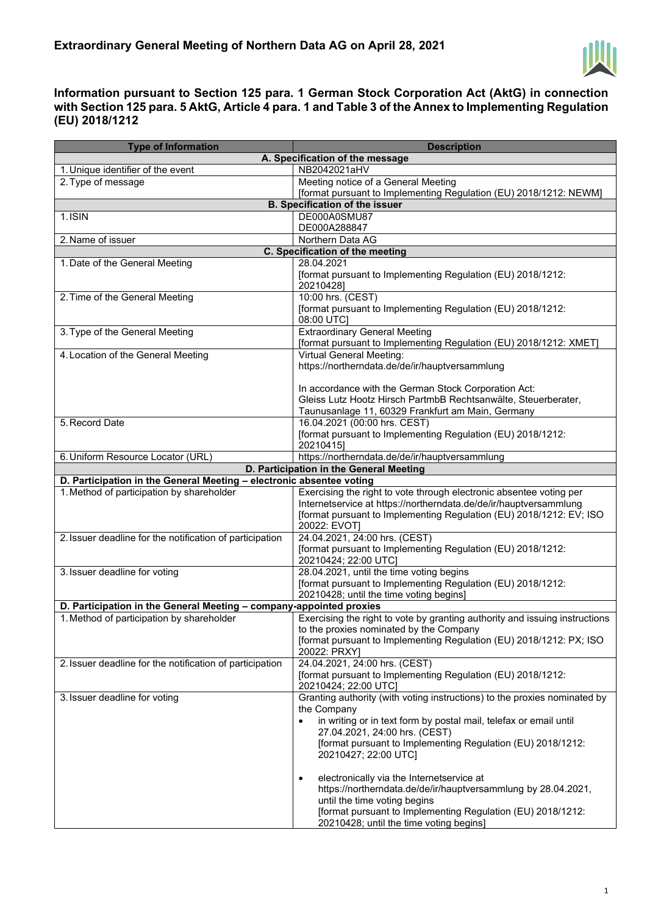## Extraordinary General Meeting of Northern Data AG on April 28, 2021

### Information pursuant to Section 125 para. 1 German Stock Corporation Act (AktG) in connection with Section 125 para. 5 AktG, Article 4 para. 1 and Table 3 of the Annex to Implementing Regulation (EU) 2018/1212

| Type of Information | Description |
|---|---|
| **A. Specification of the message** | |
| 1. Unique identifier of the event | NB2042021aHV |
| 2. Type of message | Meeting notice of a General Meeting<br>[format pursuant to Implementing Regulation (EU) 2018/1212: NEWM] |
| **B. Specification of the issuer** | |
| 1. ISIN | DE000A0SMU87<br>DE000A288847 |
| 2. Name of issuer | Northern Data AG |
| **C. Specification of the meeting** | |
| 1. Date of the General Meeting | 28.04.2021<br>[format pursuant to Implementing Regulation (EU) 2018/1212: 20210428] |
| 2. Time of the General Meeting | 10:00 hrs. (CEST)<br>[format pursuant to Implementing Regulation (EU) 2018/1212: 08:00 UTC] |
| 3. Type of the General Meeting | Extraordinary General Meeting<br>[format pursuant to Implementing Regulation (EU) 2018/1212: XMET] |
| 4. Location of the General Meeting | Virtual General Meeting:<br>https://northerndata.de/de/ir/hauptversammlung<br><br>In accordance with the German Stock Corporation Act:<br>Gleiss Lutz Hootz Hirsch PartmbB Rechtsanwälte, Steuerberater, Taunusanlage 11, 60329 Frankfurt am Main, Germany |
| 5. Record Date | 16.04.2021 (00:00 hrs. CEST)<br>[format pursuant to Implementing Regulation (EU) 2018/1212: 20210415] |
| 6. Uniform Resource Locator (URL) | https://northerndata.de/de/ir/hauptversammlung |
| **D. Participation in the General Meeting** | |
| **D. Participation in the General Meeting – electronic absentee voting** | |
| 1. Method of participation by shareholder | Exercising the right to vote through electronic absentee voting per Internetservice at https://northerndata.de/de/ir/hauptversammlung<br>[format pursuant to Implementing Regulation (EU) 2018/1212: EV; ISO 20022: EVOT] |
| 2. Issuer deadline for the notification of participation | 24.04.2021, 24:00 hrs. (CEST)<br>[format pursuant to Implementing Regulation (EU) 2018/1212: 20210424; 22:00 UTC] |
| 3. Issuer deadline for voting | 28.04.2021, until the time voting begins<br>[format pursuant to Implementing Regulation (EU) 2018/1212: 20210428; until the time voting begins] |
| **D. Participation in the General Meeting – company-appointed proxies** | |
| 1. Method of participation by shareholder | Exercising the right to vote by granting authority and issuing instructions to the proxies nominated by the Company<br>[format pursuant to Implementing Regulation (EU) 2018/1212: PX; ISO 20022: PRXY] |
| 2. Issuer deadline for the notification of participation | 24.04.2021, 24:00 hrs. (CEST)<br>[format pursuant to Implementing Regulation (EU) 2018/1212: 20210424; 22:00 UTC] |
| 3. Issuer deadline for voting | Granting authority (with voting instructions) to the proxies nominated by the Company<br>• in writing or in text form by postal mail, telefax or email until 27.04.2021, 24:00 hrs. (CEST)<br>[format pursuant to Implementing Regulation (EU) 2018/1212: 20210427; 22:00 UTC]<br><br>• electronically via the Internetservice at https://northerndata.de/de/ir/hauptversammlung by 28.04.2021, until the time voting begins<br>[format pursuant to Implementing Regulation (EU) 2018/1212: 20210428; until the time voting begins] |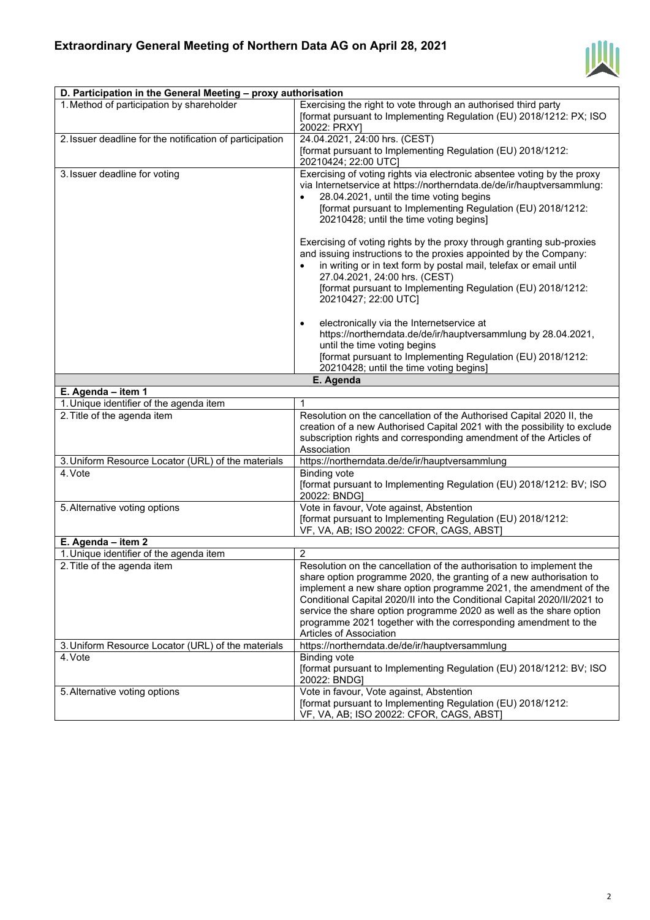| D. Participation in the General Meeting – proxy authorisation | |
|---|---|
| 1. Method of participation by shareholder | Exercising the right to vote through an authorised third party [format pursuant to Implementing Regulation (EU) 2018/1212: PX; ISO 20022: PRXY] |
| 2. Issuer deadline for the notification of participation | 24.04.2021, 24:00 hrs. (CEST) [format pursuant to Implementing Regulation (EU) 2018/1212: 20210424; 22:00 UTC] |
| 3. Issuer deadline for voting | Exercising of voting rights via electronic absentee voting by the proxy via Internetservice at https://northerndata.de/de/ir/hauptversammlung: <br>• 28.04.2021, until the time voting begins [format pursuant to Implementing Regulation (EU) 2018/1212: 20210428; until the time voting begins]<br><br>Exercising of voting rights by the proxy through granting sub-proxies and issuing instructions to the proxies appointed by the Company:<br>• in writing or in text form by postal mail, telefax or email until 27.04.2021, 24:00 hrs. (CEST) [format pursuant to Implementing Regulation (EU) 2018/1212: 20210427; 22:00 UTC]<br><br>• electronically via the Internetservice at https://northerndata.de/de/ir/hauptversammlung by 28.04.2021, until the time voting begins [format pursuant to Implementing Regulation (EU) 2018/1212: 20210428; until the time voting begins] |

**E. Agenda**

| E. Agenda – item 1 | |
|---|---|
| 1. Unique identifier of the agenda item | 1 |
| 2. Title of the agenda item | Resolution on the cancellation of the Authorised Capital 2020 II, the creation of a new Authorised Capital 2021 with the possibility to exclude subscription rights and corresponding amendment of the Articles of Association |
| 3. Uniform Resource Locator (URL) of the materials | https://northerndata.de/de/ir/hauptversammlung |
| 4. Vote | Binding vote [format pursuant to Implementing Regulation (EU) 2018/1212: BV; ISO 20022: BNDG] |
| 5. Alternative voting options | Vote in favour, Vote against, Abstention [format pursuant to Implementing Regulation (EU) 2018/1212: VF, VA, AB; ISO 20022: CFOR, CAGS, ABST] |

| E. Agenda – item 2 | |
|---|---|
| 1. Unique identifier of the agenda item | 2 |
| 2. Title of the agenda item | Resolution on the cancellation of the authorisation to implement the share option programme 2020, the granting of a new authorisation to implement a new share option programme 2021, the amendment of the Conditional Capital 2020/II into the Conditional Capital 2020/II/2021 to service the share option programme 2020 as well as the share option programme 2021 together with the corresponding amendment to the Articles of Association |
| 3. Uniform Resource Locator (URL) of the materials | https://northerndata.de/de/ir/hauptversammlung |
| 4. Vote | Binding vote [format pursuant to Implementing Regulation (EU) 2018/1212: BV; ISO 20022: BNDG] |
| 5. Alternative voting options | Vote in favour, Vote against, Abstention [format pursuant to Implementing Regulation (EU) 2018/1212: VF, VA, AB; ISO 20022: CFOR, CAGS, ABST] |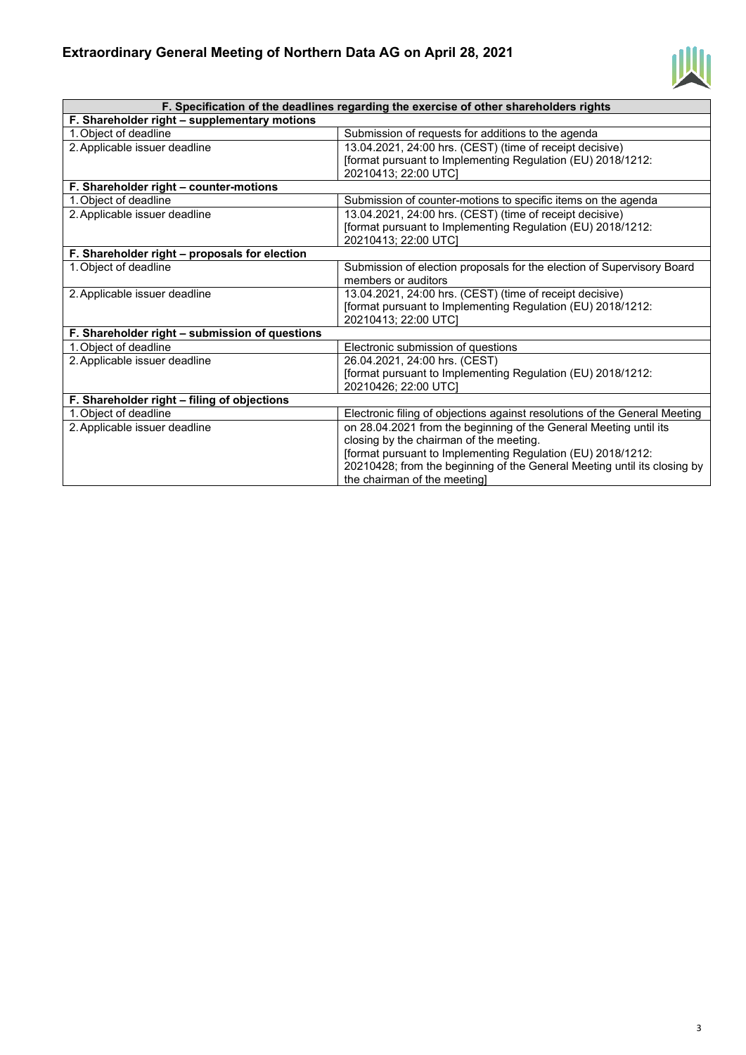| F. Specification of the deadlines regarding the exercise of other shareholders rights | |
|---|---|
| **F. Shareholder right – supplementary motions** | |
| 1. Object of deadline | Submission of requests for additions to the agenda |
| 2. Applicable issuer deadline | 13.04.2021, 24:00 hrs. (CEST) (time of receipt decisive) [format pursuant to Implementing Regulation (EU) 2018/1212: 20210413; 22:00 UTC] |
| **F. Shareholder right – counter-motions** | |
| 1. Object of deadline | Submission of counter-motions to specific items on the agenda |
| 2. Applicable issuer deadline | 13.04.2021, 24:00 hrs. (CEST) (time of receipt decisive) [format pursuant to Implementing Regulation (EU) 2018/1212: 20210413; 22:00 UTC] |
| **F. Shareholder right – proposals for election** | |
| 1. Object of deadline | Submission of election proposals for the election of Supervisory Board members or auditors |
| 2. Applicable issuer deadline | 13.04.2021, 24:00 hrs. (CEST) (time of receipt decisive) [format pursuant to Implementing Regulation (EU) 2018/1212: 20210413; 22:00 UTC] |
| **F. Shareholder right – submission of questions** | |
| 1. Object of deadline | Electronic submission of questions |
| 2. Applicable issuer deadline | 26.04.2021, 24:00 hrs. (CEST) [format pursuant to Implementing Regulation (EU) 2018/1212: 20210426; 22:00 UTC] |
| **F. Shareholder right – filing of objections** | |
| 1. Object of deadline | Electronic filing of objections against resolutions of the General Meeting |
| 2. Applicable issuer deadline | on 28.04.2021 from the beginning of the General Meeting until its closing by the chairman of the meeting. [format pursuant to Implementing Regulation (EU) 2018/1212: 20210428; from the beginning of the General Meeting until its closing by the chairman of the meeting] |